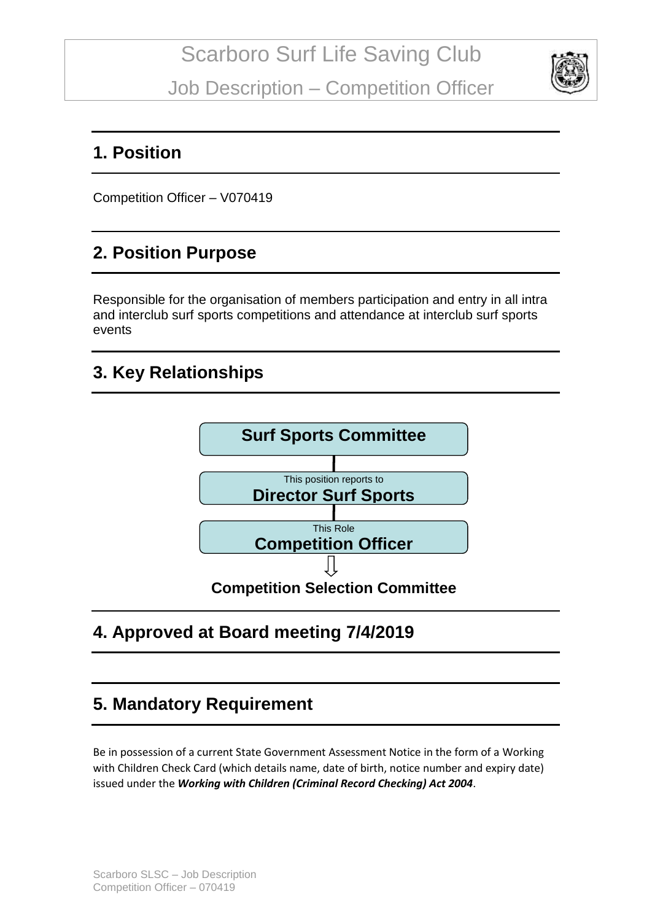# Scarboro Surf Life Saving Club

## Job Description – Competition Officer

## 1. Position

Competition Officer – V070419

## 2. Position Purpose

Responsible for the organisation of members participation and entry in all intra and interclub surf sports competitions and attendance at interclub surf sports events

## 3. Key Relationships

**Surf Sports Committee**

This position reports to
**Director Surf Sports**

This Role
**Competition Officer**

⇩

**Competition Selection Committee**

## 4. Approved at Board meeting 7/4/2019

## 5. Mandatory Requirement

Be in possession of a current State Government Assessment Notice in the form of a Working with Children Check Card (which details name, date of birth, notice number and expiry date) issued under the ***Working with Children (Criminal Record Checking) Act 2004***.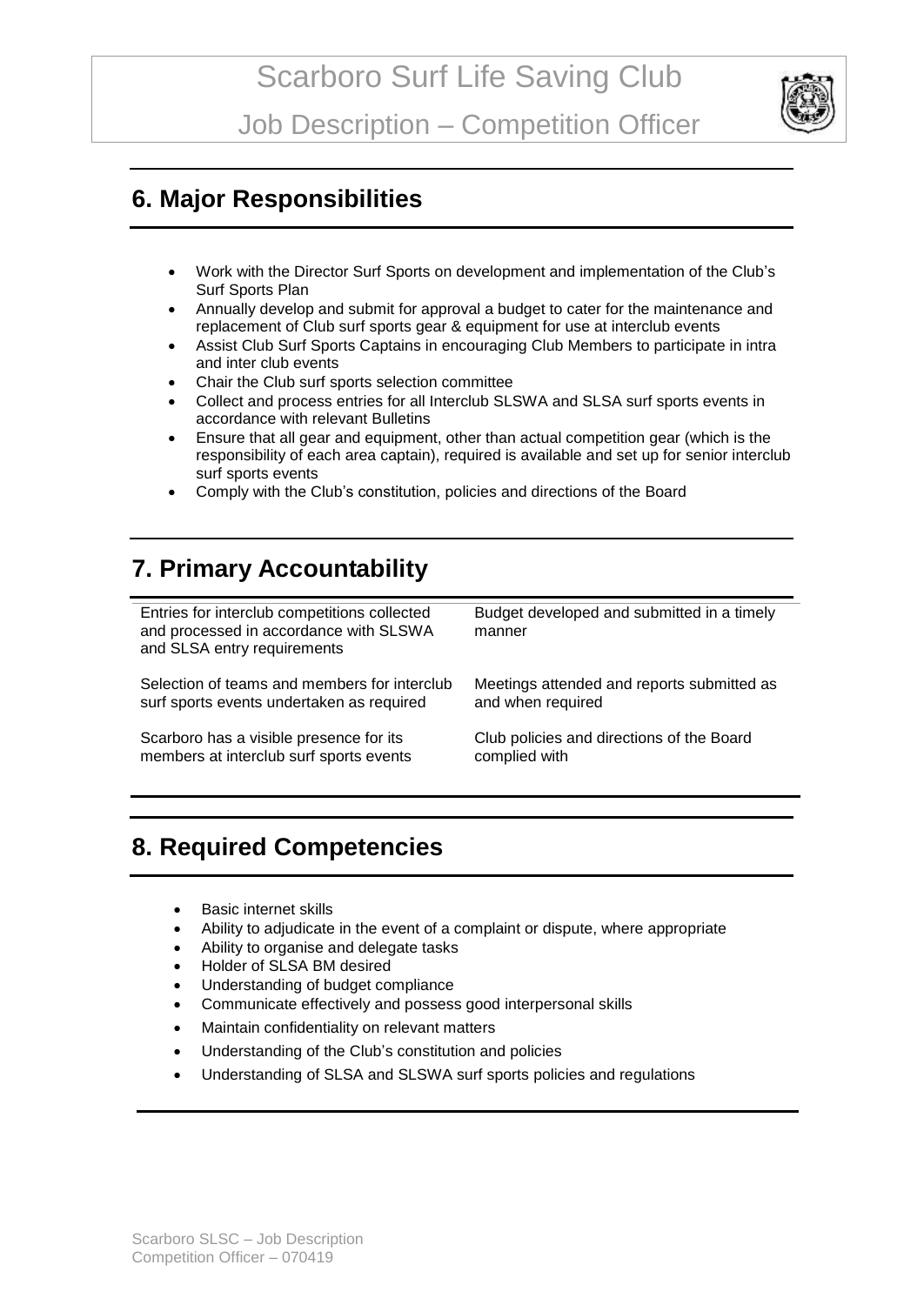## 6. Major Responsibilities

- Work with the Director Surf Sports on development and implementation of the Club's Surf Sports Plan
- Annually develop and submit for approval a budget to cater for the maintenance and replacement of Club surf sports gear & equipment for use at interclub events
- Assist Club Surf Sports Captains in encouraging Club Members to participate in intra and inter club events
- Chair the Club surf sports selection committee
- Collect and process entries for all Interclub SLSWA and SLSA surf sports events in accordance with relevant Bulletins
- Ensure that all gear and equipment, other than actual competition gear (which is the responsibility of each area captain), required is available and set up for senior interclub surf sports events
- Comply with the Club's constitution, policies and directions of the Board

## 7. Primary Accountability

| | |
|---|---|
| Entries for interclub competitions collected and processed in accordance with SLSWA and SLSA entry requirements | Budget developed and submitted in a timely manner |
| Selection of teams and members for interclub surf sports events undertaken as required | Meetings attended and reports submitted as and when required |
| Scarboro has a visible presence for its members at interclub surf sports events | Club policies and directions of the Board complied with |

## 8. Required Competencies

- Basic internet skills
- Ability to adjudicate in the event of a complaint or dispute, where appropriate
- Ability to organise and delegate tasks
- Holder of SLSA BM desired
- Understanding of budget compliance
- Communicate effectively and possess good interpersonal skills
- Maintain confidentiality on relevant matters
- Understanding of the Club's constitution and policies
- Understanding of SLSA and SLSWA surf sports policies and regulations